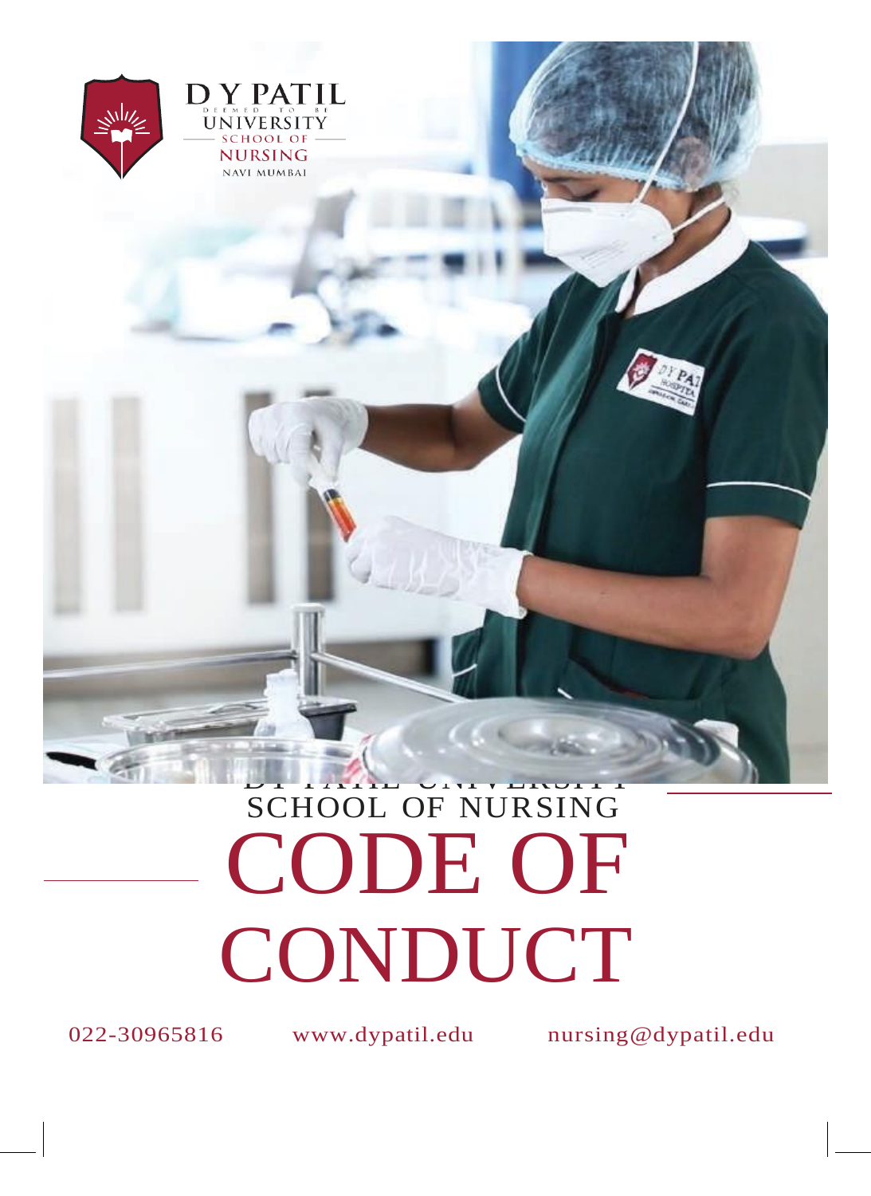D Y PATIL
DEEMED TO BE
UNIVERSITY
SCHOOL OF
NURSING
NAVI MUMBAI

D Y PATIL UNIVERSITY
SCHOOL OF NURSING

# CODE OF CONDUCT

022-30965816 www.dypatil.edu nursing@dypatil.edu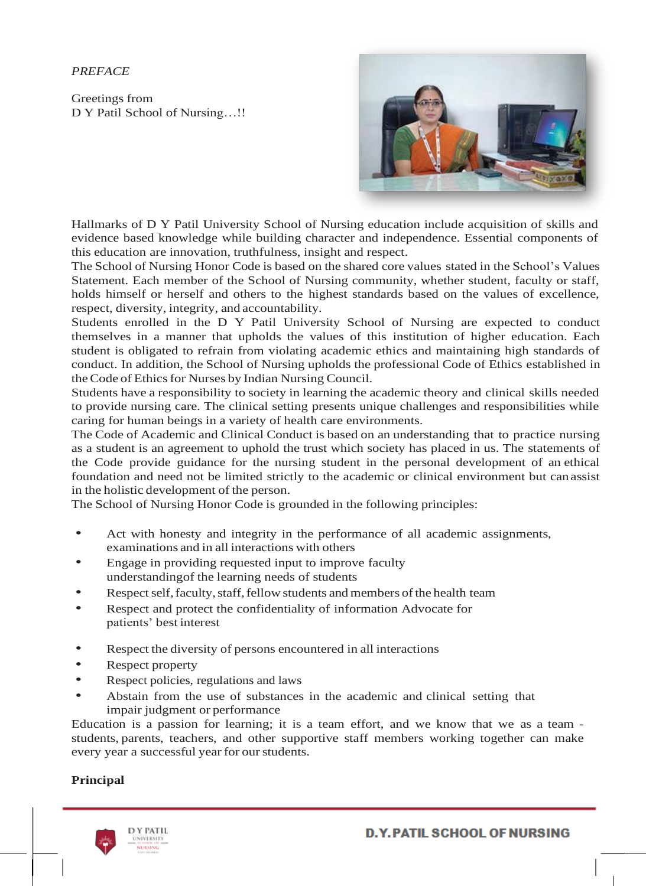*PREFACE*

Greetings from
D Y Patil School of Nursing…!!

Hallmarks of D Y Patil University School of Nursing education include acquisition of skills and evidence based knowledge while building character and independence. Essential components of this education are innovation, truthfulness, insight and respect.

The School of Nursing Honor Code is based on the shared core values stated in the School's Values Statement. Each member of the School of Nursing community, whether student, faculty or staff, holds himself or herself and others to the highest standards based on the values of excellence, respect, diversity, integrity, and accountability.

Students enrolled in the D Y Patil University School of Nursing are expected to conduct themselves in a manner that upholds the values of this institution of higher education. Each student is obligated to refrain from violating academic ethics and maintaining high standards of conduct. In addition, the School of Nursing upholds the professional Code of Ethics established in the Code of Ethics for Nurses by Indian Nursing Council.

Students have a responsibility to society in learning the academic theory and clinical skills needed to provide nursing care. The clinical setting presents unique challenges and responsibilities while caring for human beings in a variety of health care environments.

The Code of Academic and Clinical Conduct is based on an understanding that to practice nursing as a student is an agreement to uphold the trust which society has placed in us. The statements of the Code provide guidance for the nursing student in the personal development of an ethical foundation and need not be limited strictly to the academic or clinical environment but can assist in the holistic development of the person.

The School of Nursing Honor Code is grounded in the following principles:

- Act with honesty and integrity in the performance of all academic assignments, examinations and in all interactions with others
- Engage in providing requested input to improve faculty understandingof the learning needs of students
- Respect self, faculty, staff, fellow students and members of the health team
- Respect and protect the confidentiality of information Advocate for patients' best interest
- Respect the diversity of persons encountered in all interactions
- Respect property
- Respect policies, regulations and laws
- Abstain from the use of substances in the academic and clinical setting that impair judgment or performance

Education is a passion for learning; it is a team effort, and we know that we as a team - students, parents, teachers, and other supportive staff members working together can make every year a successful year for our students.

**Principal**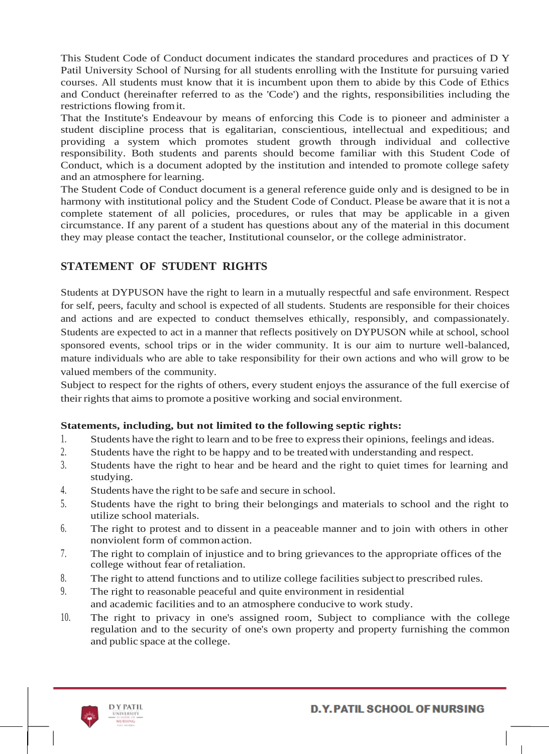This Student Code of Conduct document indicates the standard procedures and practices of D Y Patil University School of Nursing for all students enrolling with the Institute for pursuing varied courses. All students must know that it is incumbent upon them to abide by this Code of Ethics and Conduct (hereinafter referred to as the 'Code') and the rights, responsibilities including the restrictions flowing from it.

That the Institute's Endeavour by means of enforcing this Code is to pioneer and administer a student discipline process that is egalitarian, conscientious, intellectual and expeditious; and providing a system which promotes student growth through individual and collective responsibility. Both students and parents should become familiar with this Student Code of Conduct, which is a document adopted by the institution and intended to promote college safety and an atmosphere for learning.

The Student Code of Conduct document is a general reference guide only and is designed to be in harmony with institutional policy and the Student Code of Conduct. Please be aware that it is not a complete statement of all policies, procedures, or rules that may be applicable in a given circumstance. If any parent of a student has questions about any of the material in this document they may please contact the teacher, Institutional counselor, or the college administrator.

## STATEMENT OF STUDENT RIGHTS

Students at DYPUSON have the right to learn in a mutually respectful and safe environment. Respect for self, peers, faculty and school is expected of all students. Students are responsible for their choices and actions and are expected to conduct themselves ethically, responsibly, and compassionately. Students are expected to act in a manner that reflects positively on DYPUSON while at school, school sponsored events, school trips or in the wider community. It is our aim to nurture well-balanced, mature individuals who are able to take responsibility for their own actions and who will grow to be valued members of the community.

Subject to respect for the rights of others, every student enjoys the assurance of the full exercise of their rights that aims to promote a positive working and social environment.

**Statements, including, but not limited to the following septic rights:**

1. Students have the right to learn and to be free to express their opinions, feelings and ideas.
2. Students have the right to be happy and to be treated with understanding and respect.
3. Students have the right to hear and be heard and the right to quiet times for learning and studying.
4. Students have the right to be safe and secure in school.
5. Students have the right to bring their belongings and materials to school and the right to utilize school materials.
6. The right to protest and to dissent in a peaceable manner and to join with others in other nonviolent form of common action.
7. The right to complain of injustice and to bring grievances to the appropriate offices of the college without fear of retaliation.
8. The right to attend functions and to utilize college facilities subject to prescribed rules.
9. The right to reasonable peaceful and quite environment in residential and academic facilities and to an atmosphere conducive to work study.
10. The right to privacy in one's assigned room, Subject to compliance with the college regulation and to the security of one's own property and property furnishing the common and public space at the college.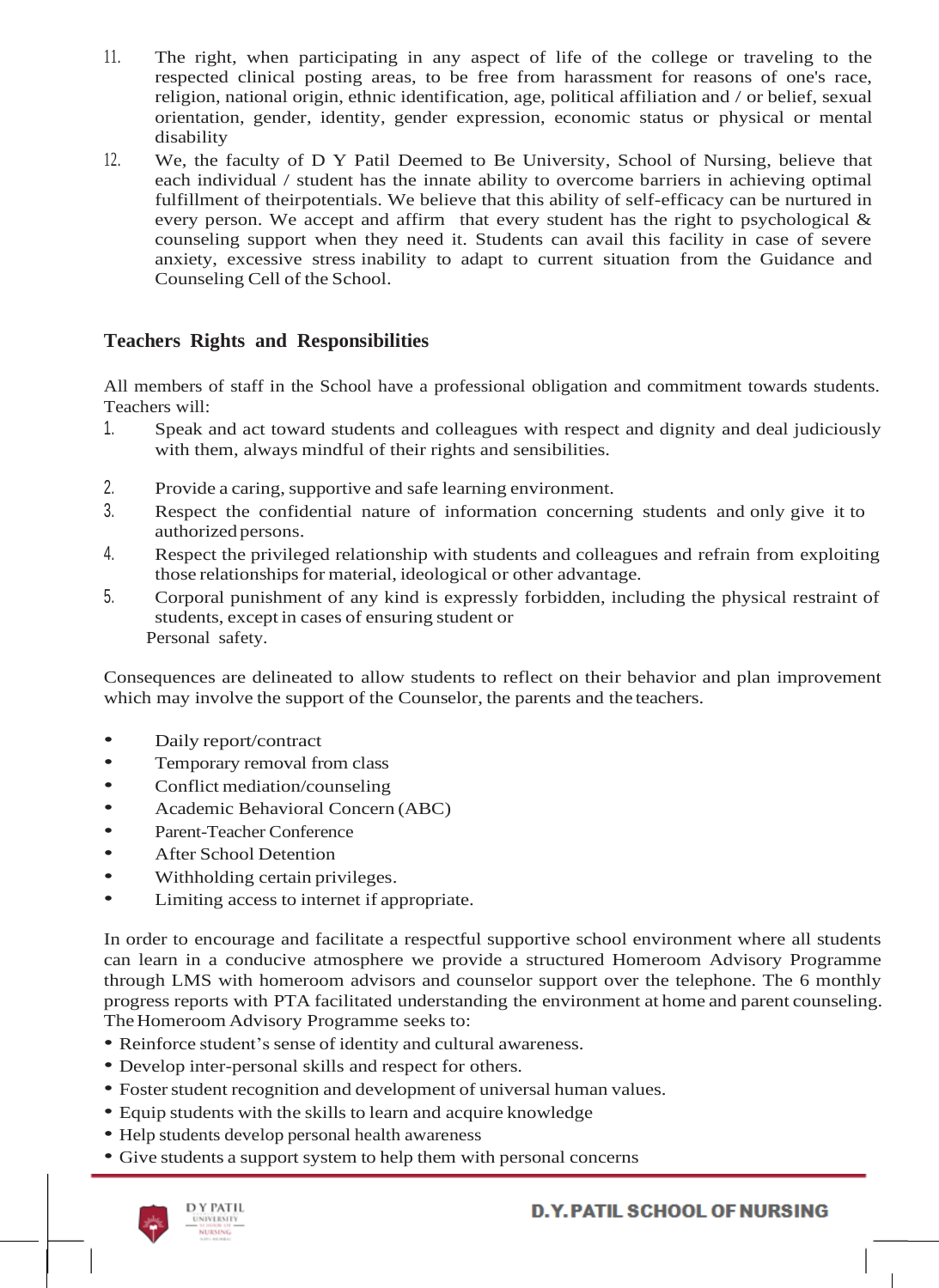11. The right, when participating in any aspect of life of the college or traveling to the respected clinical posting areas, to be free from harassment for reasons of one's race, religion, national origin, ethnic identification, age, political affiliation and / or belief, sexual orientation, gender, identity, gender expression, economic status or physical or mental disability
12. We, the faculty of D Y Patil Deemed to Be University, School of Nursing, believe that each individual / student has the innate ability to overcome barriers in achieving optimal fulfillment of theirpotentials. We believe that this ability of self-efficacy can be nurtured in every person. We accept and affirm that every student has the right to psychological & counseling support when they need it. Students can avail this facility in case of severe anxiety, excessive stress inability to adapt to current situation from the Guidance and Counseling Cell of the School.

## Teachers Rights and Responsibilities

All members of staff in the School have a professional obligation and commitment towards students. Teachers will:

1. Speak and act toward students and colleagues with respect and dignity and deal judiciously with them, always mindful of their rights and sensibilities.
2. Provide a caring, supportive and safe learning environment.
3. Respect the confidential nature of information concerning students and only give it to authorized persons.
4. Respect the privileged relationship with students and colleagues and refrain from exploiting those relationships for material, ideological or other advantage.
5. Corporal punishment of any kind is expressly forbidden, including the physical restraint of students, except in cases of ensuring student or Personal safety.

Consequences are delineated to allow students to reflect on their behavior and plan improvement which may involve the support of the Counselor, the parents and the teachers.

- Daily report/contract
- Temporary removal from class
- Conflict mediation/counseling
- Academic Behavioral Concern (ABC)
- Parent-Teacher Conference
- After School Detention
- Withholding certain privileges.
- Limiting access to internet if appropriate.

In order to encourage and facilitate a respectful supportive school environment where all students can learn in a conducive atmosphere we provide a structured Homeroom Advisory Programme through LMS with homeroom advisors and counselor support over the telephone. The 6 monthly progress reports with PTA facilitated understanding the environment at home and parent counseling. The Homeroom Advisory Programme seeks to:

- Reinforce student's sense of identity and cultural awareness.
- Develop inter-personal skills and respect for others.
- Foster student recognition and development of universal human values.
- Equip students with the skills to learn and acquire knowledge
- Help students develop personal health awareness
- Give students a support system to help them with personal concerns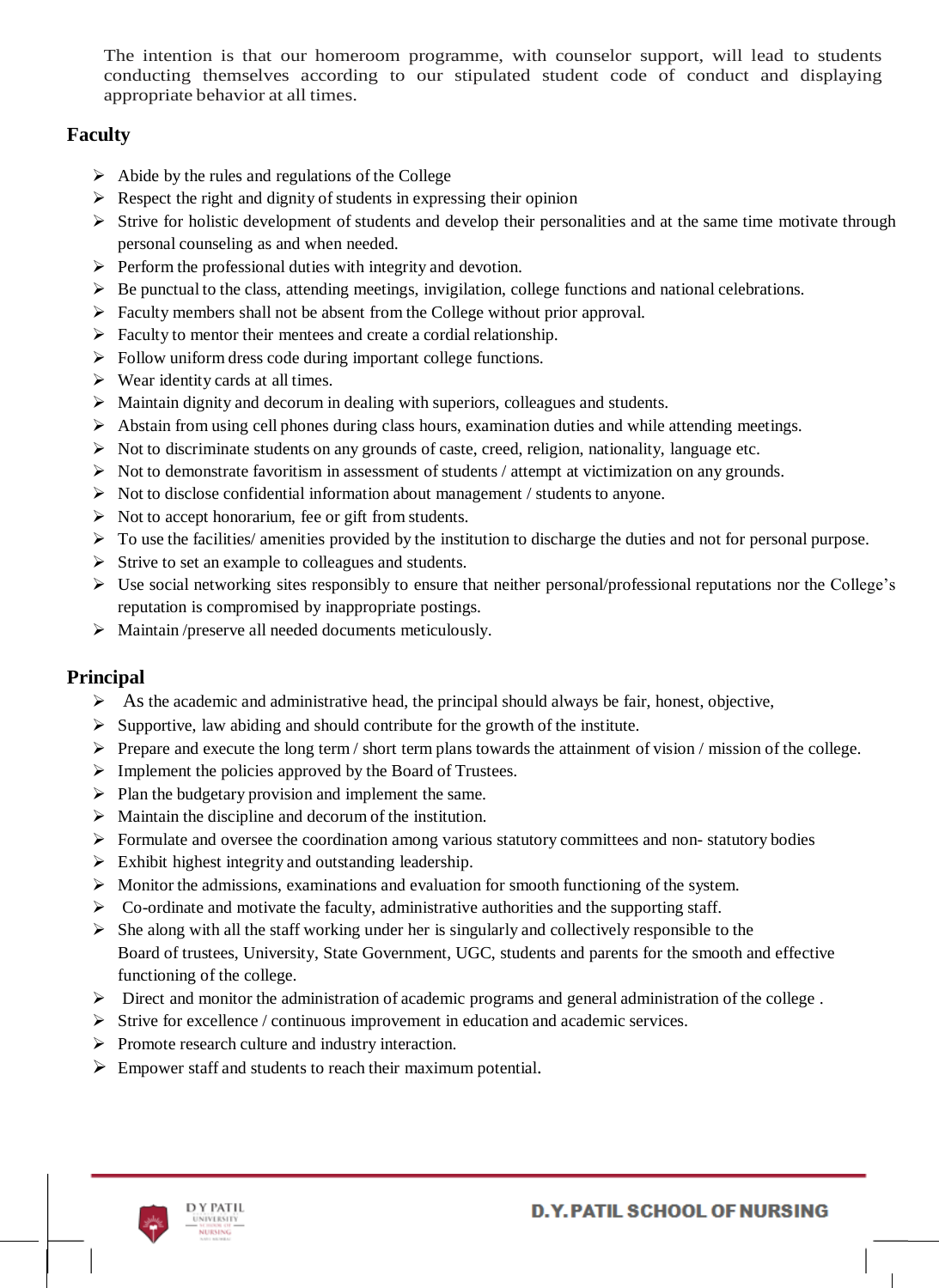The intention is that our homeroom programme, with counselor support, will lead to students conducting themselves according to our stipulated student code of conduct and displaying appropriate behavior at all times.

## Faculty

- Abide by the rules and regulations of the College
- Respect the right and dignity of students in expressing their opinion
- Strive for holistic development of students and develop their personalities and at the same time motivate through personal counseling as and when needed.
- Perform the professional duties with integrity and devotion.
- Be punctual to the class, attending meetings, invigilation, college functions and national celebrations.
- Faculty members shall not be absent from the College without prior approval.
- Faculty to mentor their mentees and create a cordial relationship.
- Follow uniform dress code during important college functions.
- Wear identity cards at all times.
- Maintain dignity and decorum in dealing with superiors, colleagues and students.
- Abstain from using cell phones during class hours, examination duties and while attending meetings.
- Not to discriminate students on any grounds of caste, creed, religion, nationality, language etc.
- Not to demonstrate favoritism in assessment of students / attempt at victimization on any grounds.
- Not to disclose confidential information about management / students to anyone.
- Not to accept honorarium, fee or gift from students.
- To use the facilities/ amenities provided by the institution to discharge the duties and not for personal purpose.
- Strive to set an example to colleagues and students.
- Use social networking sites responsibly to ensure that neither personal/professional reputations nor the College's reputation is compromised by inappropriate postings.
- Maintain /preserve all needed documents meticulously.

## Principal

- As the academic and administrative head, the principal should always be fair, honest, objective,
- Supportive, law abiding and should contribute for the growth of the institute.
- Prepare and execute the long term / short term plans towards the attainment of vision / mission of the college.
- Implement the policies approved by the Board of Trustees.
- Plan the budgetary provision and implement the same.
- Maintain the discipline and decorum of the institution.
- Formulate and oversee the coordination among various statutory committees and non- statutory bodies
- Exhibit highest integrity and outstanding leadership.
- Monitor the admissions, examinations and evaluation for smooth functioning of the system.
- Co-ordinate and motivate the faculty, administrative authorities and the supporting staff.
- She along with all the staff working under her is singularly and collectively responsible to the Board of trustees, University, State Government, UGC, students and parents for the smooth and effective functioning of the college.
- Direct and monitor the administration of academic programs and general administration of the college .
- Strive for excellence / continuous improvement in education and academic services.
- Promote research culture and industry interaction.
- Empower staff and students to reach their maximum potential.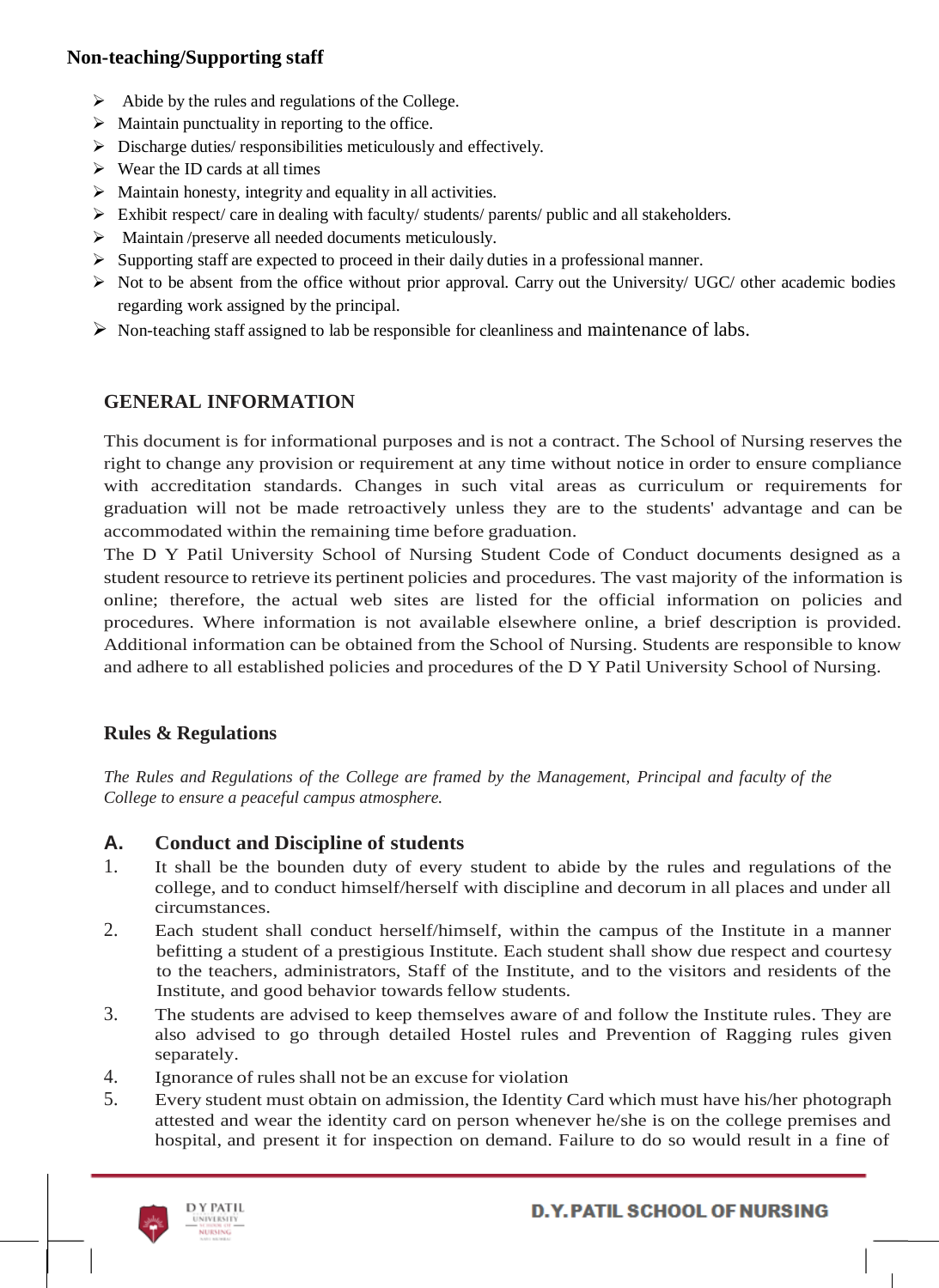**Non-teaching/Supporting staff**

- Abide by the rules and regulations of the College.
- Maintain punctuality in reporting to the office.
- Discharge duties/ responsibilities meticulously and effectively.
- Wear the ID cards at all times
- Maintain honesty, integrity and equality in all activities.
- Exhibit respect/ care in dealing with faculty/ students/ parents/ public and all stakeholders.
- Maintain /preserve all needed documents meticulously.
- Supporting staff are expected to proceed in their daily duties in a professional manner.
- Not to be absent from the office without prior approval. Carry out the University/ UGC/ other academic bodies regarding work assigned by the principal.
- Non-teaching staff assigned to lab be responsible for cleanliness and maintenance of labs.

## GENERAL INFORMATION

This document is for informational purposes and is not a contract. The School of Nursing reserves the right to change any provision or requirement at any time without notice in order to ensure compliance with accreditation standards. Changes in such vital areas as curriculum or requirements for graduation will not be made retroactively unless they are to the students' advantage and can be accommodated within the remaining time before graduation.

The D Y Patil University School of Nursing Student Code of Conduct documents designed as a student resource to retrieve its pertinent policies and procedures. The vast majority of the information is online; therefore, the actual web sites are listed for the official information on policies and procedures. Where information is not available elsewhere online, a brief description is provided. Additional information can be obtained from the School of Nursing. Students are responsible to know and adhere to all established policies and procedures of the D Y Patil University School of Nursing.

## Rules & Regulations

*The Rules and Regulations of the College are framed by the Management, Principal and faculty of the College to ensure a peaceful campus atmosphere.*

### A. Conduct and Discipline of students

1. It shall be the bounden duty of every student to abide by the rules and regulations of the college, and to conduct himself/herself with discipline and decorum in all places and under all circumstances.
2. Each student shall conduct herself/himself, within the campus of the Institute in a manner befitting a student of a prestigious Institute. Each student shall show due respect and courtesy to the teachers, administrators, Staff of the Institute, and to the visitors and residents of the Institute, and good behavior towards fellow students.
3. The students are advised to keep themselves aware of and follow the Institute rules. They are also advised to go through detailed Hostel rules and Prevention of Ragging rules given separately.
4. Ignorance of rules shall not be an excuse for violation
5. Every student must obtain on admission, the Identity Card which must have his/her photograph attested and wear the identity card on person whenever he/she is on the college premises and hospital, and present it for inspection on demand. Failure to do so would result in a fine of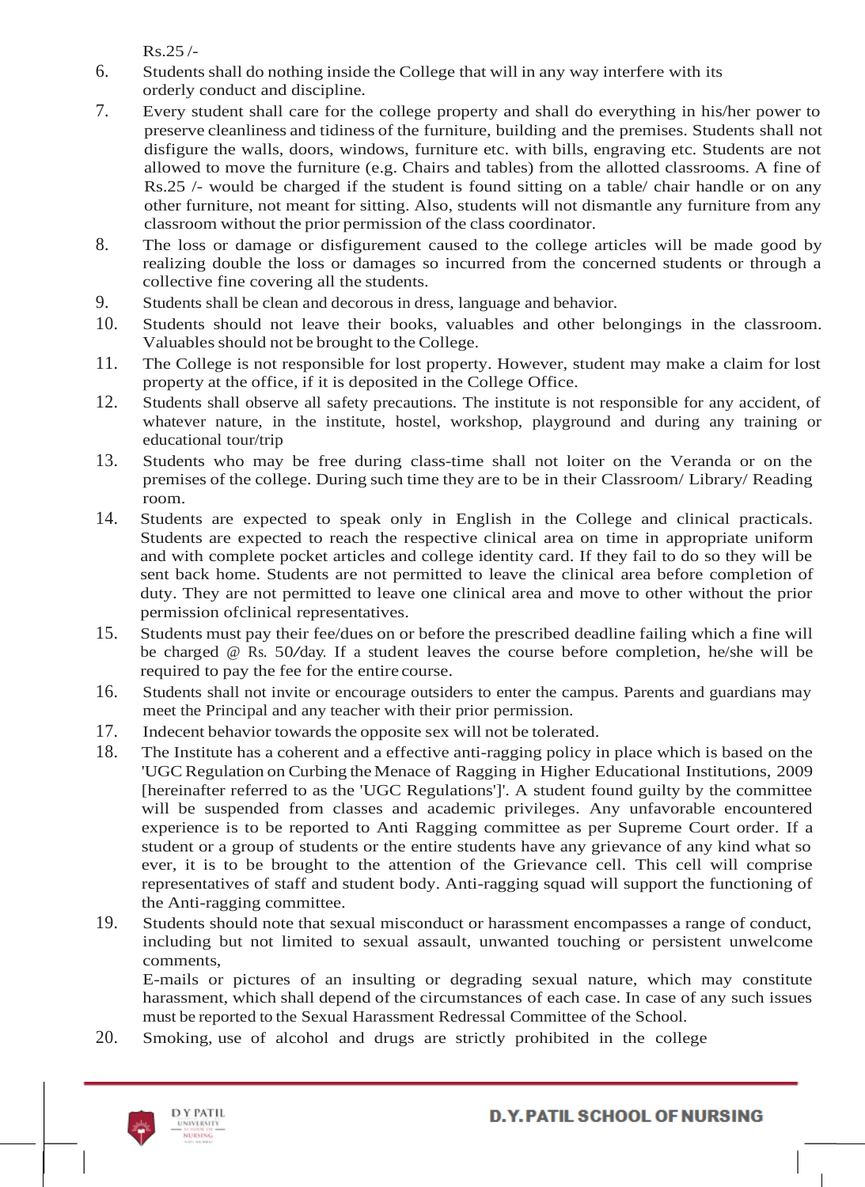Rs.25 /-

6. Students shall do nothing inside the College that will in any way interfere with its orderly conduct and discipline.
7. Every student shall care for the college property and shall do everything in his/her power to preserve cleanliness and tidiness of the furniture, building and the premises. Students shall not disfigure the walls, doors, windows, furniture etc. with bills, engraving etc. Students are not allowed to move the furniture (e.g. Chairs and tables) from the allotted classrooms. A fine of Rs.25 /- would be charged if the student is found sitting on a table/ chair handle or on any other furniture, not meant for sitting. Also, students will not dismantle any furniture from any classroom without the prior permission of the class coordinator.
8. The loss or damage or disfigurement caused to the college articles will be made good by realizing double the loss or damages so incurred from the concerned students or through a collective fine covering all the students.
9. Students shall be clean and decorous in dress, language and behavior.
10. Students should not leave their books, valuables and other belongings in the classroom. Valuables should not be brought to the College.
11. The College is not responsible for lost property. However, student may make a claim for lost property at the office, if it is deposited in the College Office.
12. Students shall observe all safety precautions. The institute is not responsible for any accident, of whatever nature, in the institute, hostel, workshop, playground and during any training or educational tour/trip
13. Students who may be free during class-time shall not loiter on the Veranda or on the premises of the college. During such time they are to be in their Classroom/ Library/ Reading room.
14. Students are expected to speak only in English in the College and clinical practicals. Students are expected to reach the respective clinical area on time in appropriate uniform and with complete pocket articles and college identity card. If they fail to do so they will be sent back home. Students are not permitted to leave the clinical area before completion of duty. They are not permitted to leave one clinical area and move to other without the prior permission ofclinical representatives.
15. Students must pay their fee/dues on or before the prescribed deadline failing which a fine will be charged @ Rs. 50/day. If a student leaves the course before completion, he/she will be required to pay the fee for the entire course.
16. Students shall not invite or encourage outsiders to enter the campus. Parents and guardians may meet the Principal and any teacher with their prior permission.
17. Indecent behavior towards the opposite sex will not be tolerated.
18. The Institute has a coherent and a effective anti-ragging policy in place which is based on the 'UGC Regulation on Curbing the Menace of Ragging in Higher Educational Institutions, 2009 [hereinafter referred to as the 'UGC Regulations']'. A student found guilty by the committee will be suspended from classes and academic privileges. Any unfavorable encountered experience is to be reported to Anti Ragging committee as per Supreme Court order. If a student or a group of students or the entire students have any grievance of any kind what so ever, it is to be brought to the attention of the Grievance cell. This cell will comprise representatives of staff and student body. Anti-ragging squad will support the functioning of the Anti-ragging committee.
19. Students should note that sexual misconduct or harassment encompasses a range of conduct, including but not limited to sexual assault, unwanted touching or persistent unwelcome comments,

    E-mails or pictures of an insulting or degrading sexual nature, which may constitute harassment, which shall depend of the circumstances of each case. In case of any such issues must be reported to the Sexual Harassment Redressal Committee of the School.
20. Smoking, use of alcohol and drugs are strictly prohibited in the college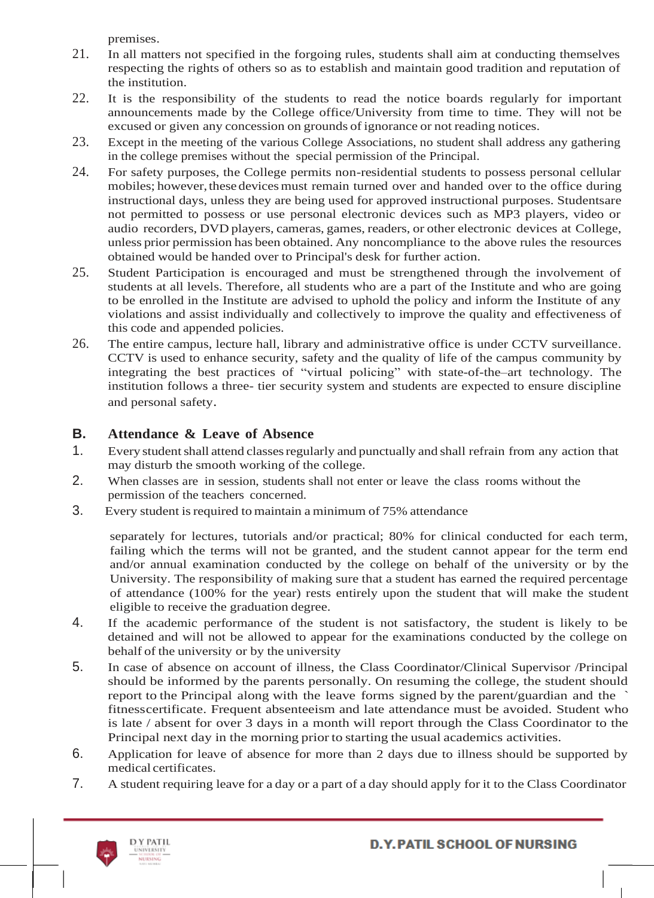premises.

21. In all matters not specified in the forgoing rules, students shall aim at conducting themselves respecting the rights of others so as to establish and maintain good tradition and reputation of the institution.
22. It is the responsibility of the students to read the notice boards regularly for important announcements made by the College office/University from time to time. They will not be excused or given any concession on grounds of ignorance or not reading notices.
23. Except in the meeting of the various College Associations, no student shall address any gathering in the college premises without the special permission of the Principal.
24. For safety purposes, the College permits non-residential students to possess personal cellular mobiles; however, these devices must remain turned over and handed over to the office during instructional days, unless they are being used for approved instructional purposes. Studentsare not permitted to possess or use personal electronic devices such as MP3 players, video or audio recorders, DVD players, cameras, games, readers, or other electronic devices at College, unless prior permission has been obtained. Any noncompliance to the above rules the resources obtained would be handed over to Principal's desk for further action.
25. Student Participation is encouraged and must be strengthened through the involvement of students at all levels. Therefore, all students who are a part of the Institute and who are going to be enrolled in the Institute are advised to uphold the policy and inform the Institute of any violations and assist individually and collectively to improve the quality and effectiveness of this code and appended policies.
26. The entire campus, lecture hall, library and administrative office is under CCTV surveillance. CCTV is used to enhance security, safety and the quality of life of the campus community by integrating the best practices of "virtual policing" with state-of-the–art technology. The institution follows a three- tier security system and students are expected to ensure discipline and personal safety.

## B. Attendance & Leave of Absence

1. Every student shall attend classes regularly and punctually and shall refrain from any action that may disturb the smooth working of the college.
2. When classes are in session, students shall not enter or leave the class rooms without the permission of the teachers concerned.
3. Every student is required to maintain a minimum of 75% attendance

   separately for lectures, tutorials and/or practical; 80% for clinical conducted for each term, failing which the terms will not be granted, and the student cannot appear for the term end and/or annual examination conducted by the college on behalf of the university or by the University. The responsibility of making sure that a student has earned the required percentage of attendance (100% for the year) rests entirely upon the student that will make the student eligible to receive the graduation degree.
4. If the academic performance of the student is not satisfactory, the student is likely to be detained and will not be allowed to appear for the examinations conducted by the college on behalf of the university or by the university
5. In case of absence on account of illness, the Class Coordinator/Clinical Supervisor /Principal should be informed by the parents personally. On resuming the college, the student should report to the Principal along with the leave forms signed by the parent/guardian and the ` fitnesscertificate. Frequent absenteeism and late attendance must be avoided. Student who is late / absent for over 3 days in a month will report through the Class Coordinator to the Principal next day in the morning prior to starting the usual academics activities.
6. Application for leave of absence for more than 2 days due to illness should be supported by medical certificates.
7. A student requiring leave for a day or a part of a day should apply for it to the Class Coordinator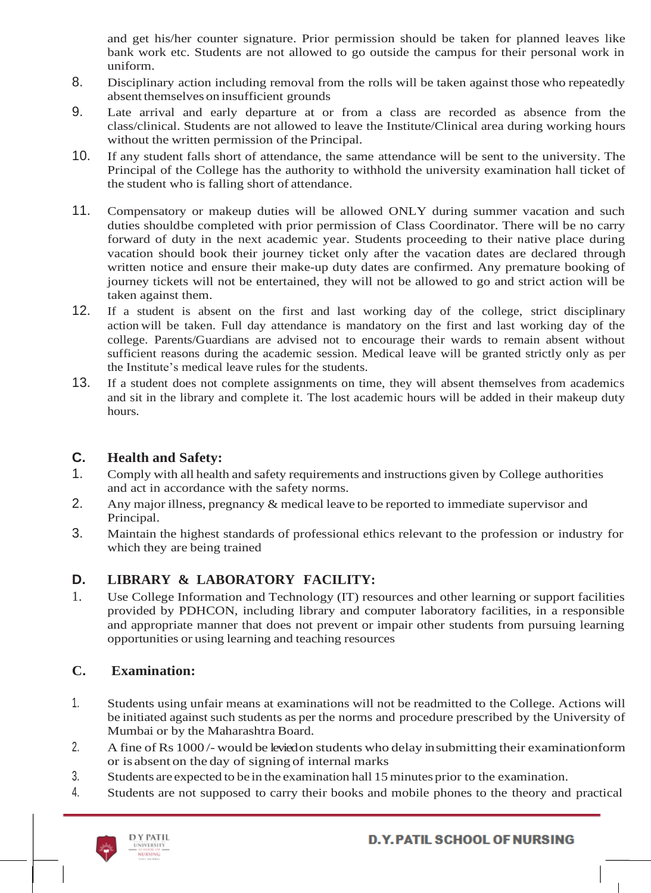and get his/her counter signature. Prior permission should be taken for planned leaves like bank work etc. Students are not allowed to go outside the campus for their personal work in uniform.

8. Disciplinary action including removal from the rolls will be taken against those who repeatedly absent themselves on insufficient grounds
9. Late arrival and early departure at or from a class are recorded as absence from the class/clinical. Students are not allowed to leave the Institute/Clinical area during working hours without the written permission of the Principal.
10. If any student falls short of attendance, the same attendance will be sent to the university. The Principal of the College has the authority to withhold the university examination hall ticket of the student who is falling short of attendance.
11. Compensatory or makeup duties will be allowed ONLY during summer vacation and such duties shouldbe completed with prior permission of Class Coordinator. There will be no carry forward of duty in the next academic year. Students proceeding to their native place during vacation should book their journey ticket only after the vacation dates are declared through written notice and ensure their make-up duty dates are confirmed. Any premature booking of journey tickets will not be entertained, they will not be allowed to go and strict action will be taken against them.
12. If a student is absent on the first and last working day of the college, strict disciplinary action will be taken. Full day attendance is mandatory on the first and last working day of the college. Parents/Guardians are advised not to encourage their wards to remain absent without sufficient reasons during the academic session. Medical leave will be granted strictly only as per the Institute's medical leave rules for the students.
13. If a student does not complete assignments on time, they will absent themselves from academics and sit in the library and complete it. The lost academic hours will be added in their makeup duty hours.

## C. Health and Safety:

1. Comply with all health and safety requirements and instructions given by College authorities and act in accordance with the safety norms.
2. Any major illness, pregnancy & medical leave to be reported to immediate supervisor and Principal.
3. Maintain the highest standards of professional ethics relevant to the profession or industry for which they are being trained

## D. LIBRARY & LABORATORY FACILITY:

1. Use College Information and Technology (IT) resources and other learning or support facilities provided by PDHCON, including library and computer laboratory facilities, in a responsible and appropriate manner that does not prevent or impair other students from pursuing learning opportunities or using learning and teaching resources

## C. Examination:

1. Students using unfair means at examinations will not be readmitted to the College. Actions will be initiated against such students as per the norms and procedure prescribed by the University of Mumbai or by the Maharashtra Board.
2. A fine of Rs 1000 /- would be levied on students who delay in submitting their examinationform or is absent on the day of signing of internal marks
3. Students are expected to be in the examination hall 15 minutes prior to the examination.
4. Students are not supposed to carry their books and mobile phones to the theory and practical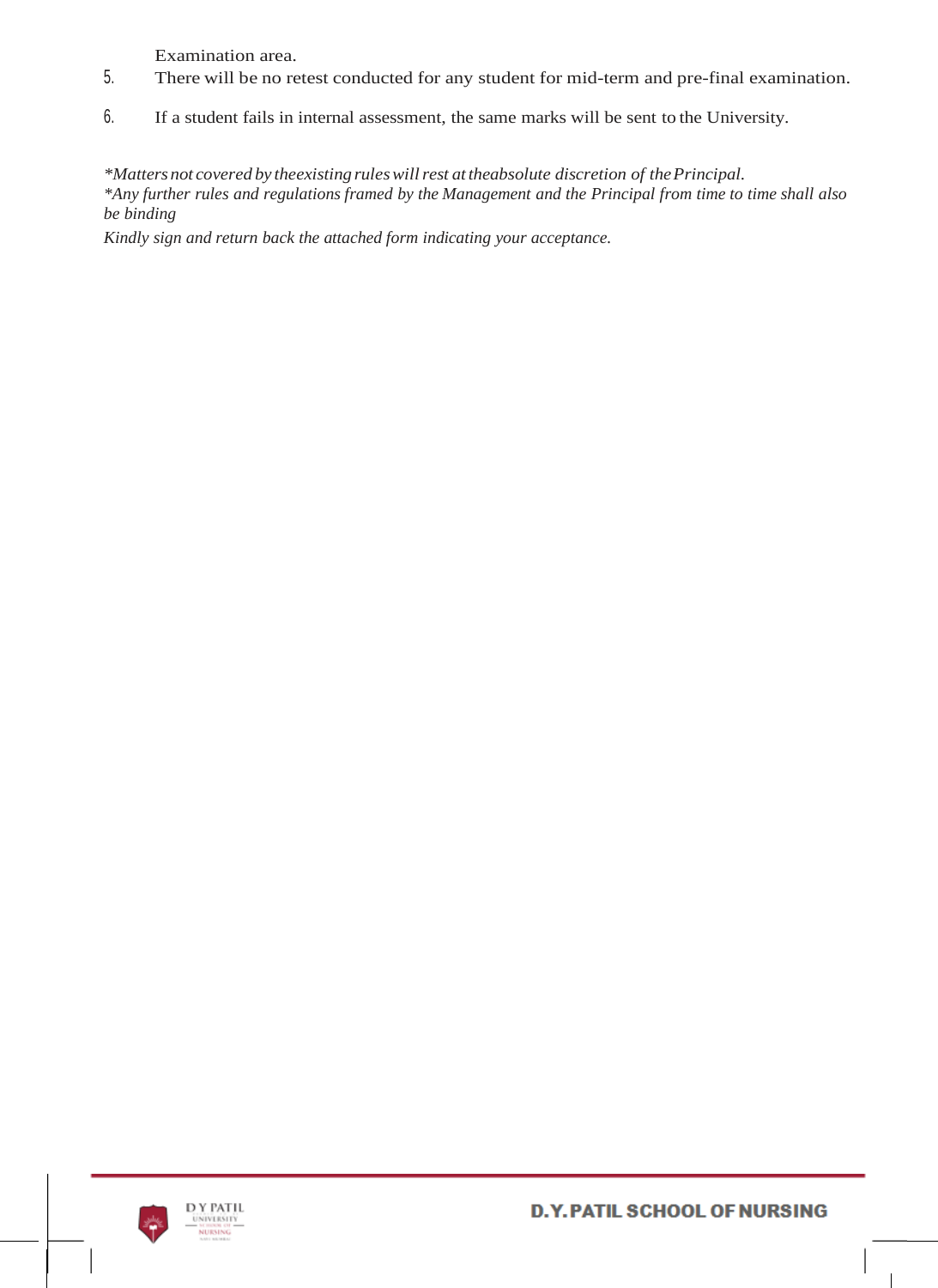Examination area.

5. There will be no retest conducted for any student for mid-term and pre-final examination.
6. If a student fails in internal assessment, the same marks will be sent to the University.

**Notes:**

*Matters not covered by the existing rules will rest at the absolute discretion of the Principal.*

*Any further rules and regulations framed by the Management and the Principal from time to time shall also be binding*

*Kindly sign and return back the attached form indicating your acceptance.*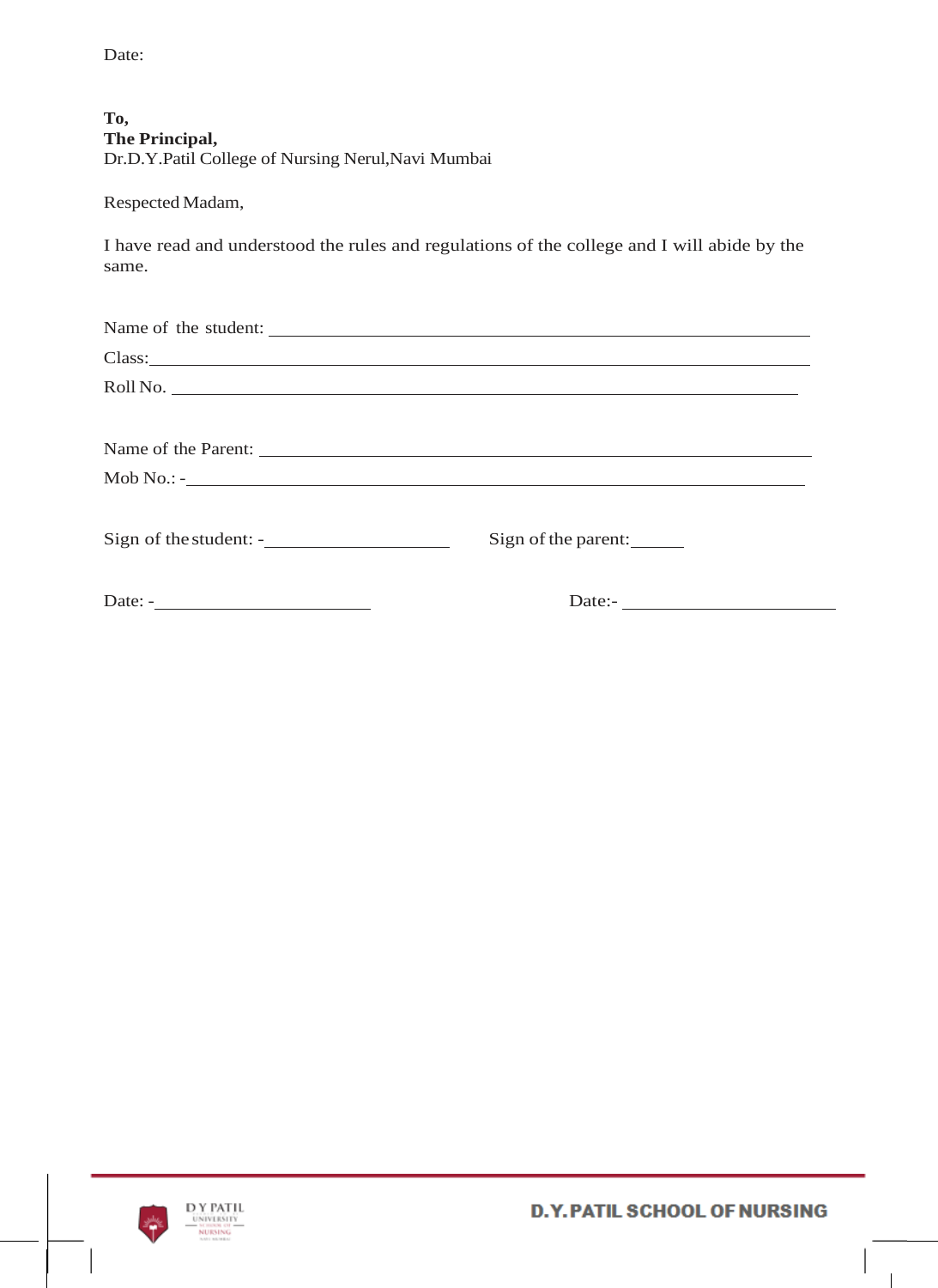Date:

**To,**
**The Principal,**
Dr.D.Y.Patil College of Nursing Nerul,Navi Mumbai

Respected Madam,

I have read and understood the rules and regulations of the college and I will abide by the same.

Name of the student: ____________________________________________

Class: ____________________________________________

Roll No. ____________________________________________

Name of the Parent: ____________________________________________

Mob No.: -____________________________________________

Sign of the student: -____________________  Sign of the parent: ______

Date: -______________________  Date:- ______________________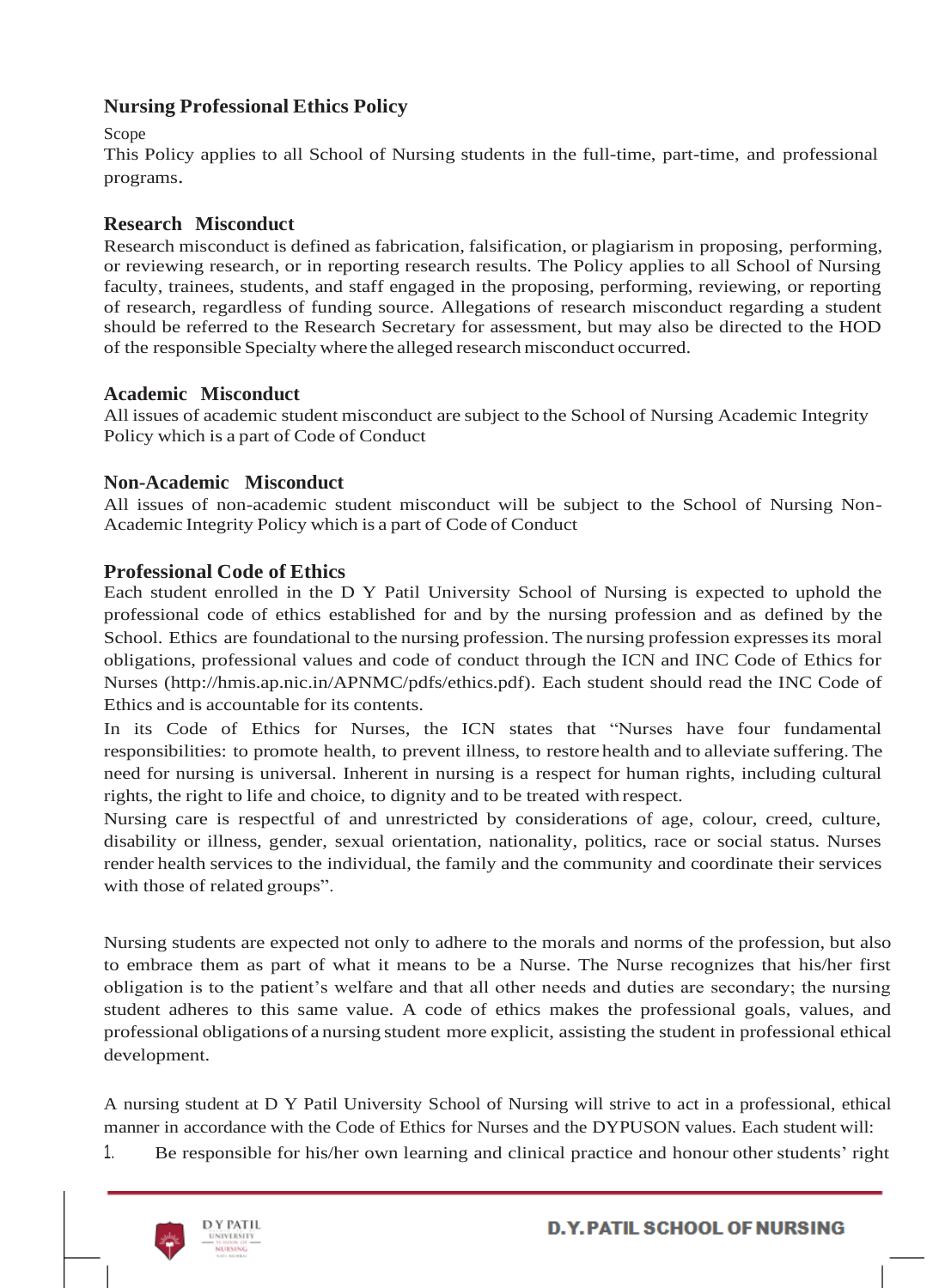## Nursing Professional Ethics Policy

Scope

This Policy applies to all School of Nursing students in the full-time, part-time, and professional programs.

### Research Misconduct

Research misconduct is defined as fabrication, falsification, or plagiarism in proposing, performing, or reviewing research, or in reporting research results. The Policy applies to all School of Nursing faculty, trainees, students, and staff engaged in the proposing, performing, reviewing, or reporting of research, regardless of funding source. Allegations of research misconduct regarding a student should be referred to the Research Secretary for assessment, but may also be directed to the HOD of the responsible Specialty where the alleged research misconduct occurred.

### Academic Misconduct

All issues of academic student misconduct are subject to the School of Nursing Academic Integrity Policy which is a part of Code of Conduct

### Non-Academic Misconduct

All issues of non-academic student misconduct will be subject to the School of Nursing Non-Academic Integrity Policy which is a part of Code of Conduct

### Professional Code of Ethics

Each student enrolled in the D Y Patil University School of Nursing is expected to uphold the professional code of ethics established for and by the nursing profession and as defined by the School. Ethics are foundational to the nursing profession. The nursing profession expresses its moral obligations, professional values and code of conduct through the ICN and INC Code of Ethics for Nurses (http://hmis.ap.nic.in/APNMC/pdfs/ethics.pdf). Each student should read the INC Code of Ethics and is accountable for its contents.

In its Code of Ethics for Nurses, the ICN states that "Nurses have four fundamental responsibilities: to promote health, to prevent illness, to restore health and to alleviate suffering. The need for nursing is universal. Inherent in nursing is a respect for human rights, including cultural rights, the right to life and choice, to dignity and to be treated with respect.

Nursing care is respectful of and unrestricted by considerations of age, colour, creed, culture, disability or illness, gender, sexual orientation, nationality, politics, race or social status. Nurses render health services to the individual, the family and the community and coordinate their services with those of related groups".

Nursing students are expected not only to adhere to the morals and norms of the profession, but also to embrace them as part of what it means to be a Nurse. The Nurse recognizes that his/her first obligation is to the patient's welfare and that all other needs and duties are secondary; the nursing student adheres to this same value. A code of ethics makes the professional goals, values, and professional obligations of a nursing student more explicit, assisting the student in professional ethical development.

A nursing student at D Y Patil University School of Nursing will strive to act in a professional, ethical manner in accordance with the Code of Ethics for Nurses and the DYPUSON values. Each student will:

1. Be responsible for his/her own learning and clinical practice and honour other students' right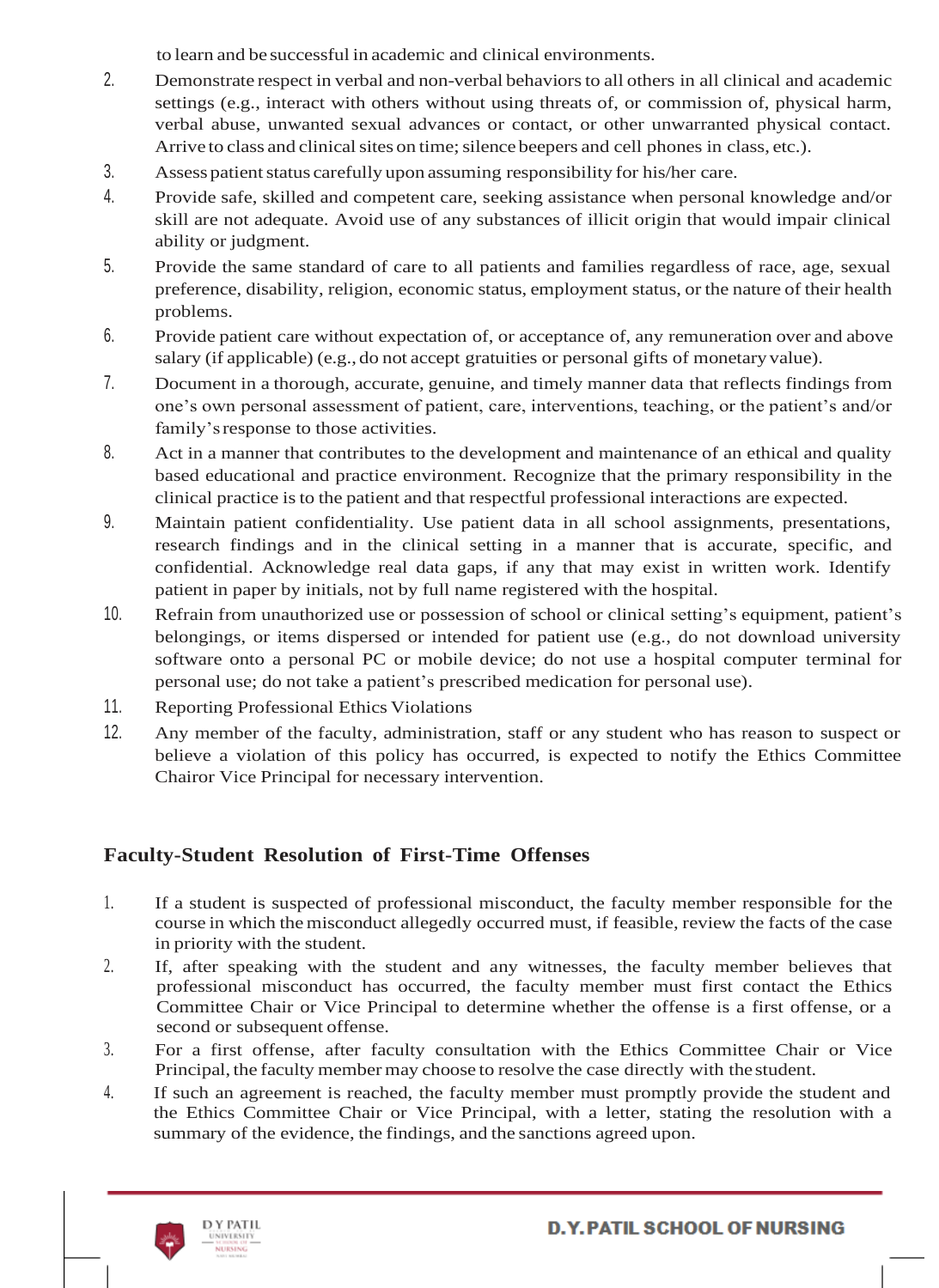to learn and be successful in academic and clinical environments.

2. Demonstrate respect in verbal and non-verbal behaviors to all others in all clinical and academic settings (e.g., interact with others without using threats of, or commission of, physical harm, verbal abuse, unwanted sexual advances or contact, or other unwarranted physical contact. Arrive to class and clinical sites on time; silence beepers and cell phones in class, etc.).
3. Assess patient status carefully upon assuming responsibility for his/her care.
4. Provide safe, skilled and competent care, seeking assistance when personal knowledge and/or skill are not adequate. Avoid use of any substances of illicit origin that would impair clinical ability or judgment.
5. Provide the same standard of care to all patients and families regardless of race, age, sexual preference, disability, religion, economic status, employment status, or the nature of their health problems.
6. Provide patient care without expectation of, or acceptance of, any remuneration over and above salary (if applicable) (e.g., do not accept gratuities or personal gifts of monetary value).
7. Document in a thorough, accurate, genuine, and timely manner data that reflects findings from one's own personal assessment of patient, care, interventions, teaching, or the patient's and/or family's response to those activities.
8. Act in a manner that contributes to the development and maintenance of an ethical and quality based educational and practice environment. Recognize that the primary responsibility in the clinical practice is to the patient and that respectful professional interactions are expected.
9. Maintain patient confidentiality. Use patient data in all school assignments, presentations, research findings and in the clinical setting in a manner that is accurate, specific, and confidential. Acknowledge real data gaps, if any that may exist in written work. Identify patient in paper by initials, not by full name registered with the hospital.
10. Refrain from unauthorized use or possession of school or clinical setting's equipment, patient's belongings, or items dispersed or intended for patient use (e.g., do not download university software onto a personal PC or mobile device; do not use a hospital computer terminal for personal use; do not take a patient's prescribed medication for personal use).
11. Reporting Professional Ethics Violations
12. Any member of the faculty, administration, staff or any student who has reason to suspect or believe a violation of this policy has occurred, is expected to notify the Ethics Committee Chairor Vice Principal for necessary intervention.

## Faculty-Student Resolution of First-Time Offenses

1. If a student is suspected of professional misconduct, the faculty member responsible for the course in which the misconduct allegedly occurred must, if feasible, review the facts of the case in priority with the student.
2. If, after speaking with the student and any witnesses, the faculty member believes that professional misconduct has occurred, the faculty member must first contact the Ethics Committee Chair or Vice Principal to determine whether the offense is a first offense, or a second or subsequent offense.
3. For a first offense, after faculty consultation with the Ethics Committee Chair or Vice Principal, the faculty member may choose to resolve the case directly with the student.
4. If such an agreement is reached, the faculty member must promptly provide the student and the Ethics Committee Chair or Vice Principal, with a letter, stating the resolution with a summary of the evidence, the findings, and the sanctions agreed upon.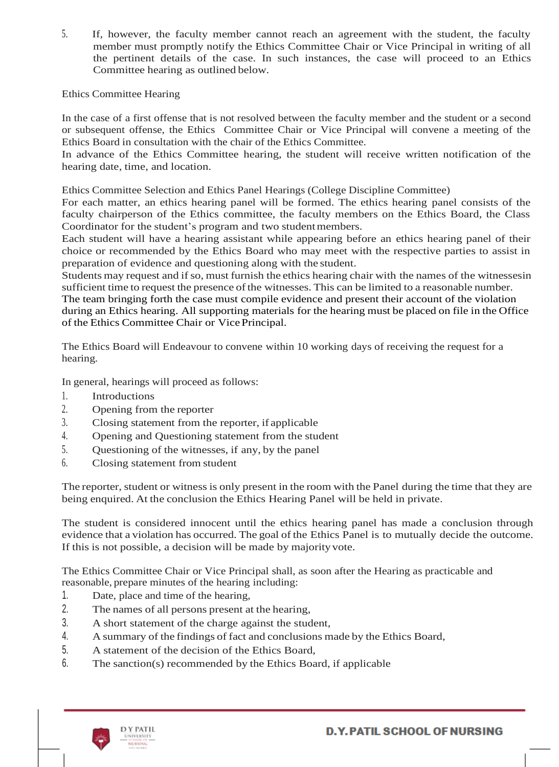5. If, however, the faculty member cannot reach an agreement with the student, the faculty member must promptly notify the Ethics Committee Chair or Vice Principal in writing of all the pertinent details of the case. In such instances, the case will proceed to an Ethics Committee hearing as outlined below.

Ethics Committee Hearing

In the case of a first offense that is not resolved between the faculty member and the student or a second or subsequent offense, the Ethics Committee Chair or Vice Principal will convene a meeting of the Ethics Board in consultation with the chair of the Ethics Committee.
In advance of the Ethics Committee hearing, the student will receive written notification of the hearing date, time, and location.

Ethics Committee Selection and Ethics Panel Hearings (College Discipline Committee)
For each matter, an ethics hearing panel will be formed. The ethics hearing panel consists of the faculty chairperson of the Ethics committee, the faculty members on the Ethics Board, the Class Coordinator for the student's program and two student members.
Each student will have a hearing assistant while appearing before an ethics hearing panel of their choice or recommended by the Ethics Board who may meet with the respective parties to assist in preparation of evidence and questioning along with the student.
Students may request and if so, must furnish the ethics hearing chair with the names of the witnessesin sufficient time to request the presence of the witnesses. This can be limited to a reasonable number.
The team bringing forth the case must compile evidence and present their account of the violation during an Ethics hearing. All supporting materials for the hearing must be placed on file in the Office of the Ethics Committee Chair or Vice Principal.

The Ethics Board will Endeavour to convene within 10 working days of receiving the request for a hearing.

In general, hearings will proceed as follows:

1. Introductions
2. Opening from the reporter
3. Closing statement from the reporter, if applicable
4. Opening and Questioning statement from the student
5. Questioning of the witnesses, if any, by the panel
6. Closing statement from student

The reporter, student or witness is only present in the room with the Panel during the time that they are being enquired. At the conclusion the Ethics Hearing Panel will be held in private.

The student is considered innocent until the ethics hearing panel has made a conclusion through evidence that a violation has occurred. The goal of the Ethics Panel is to mutually decide the outcome. If this is not possible, a decision will be made by majority vote.

The Ethics Committee Chair or Vice Principal shall, as soon after the Hearing as practicable and reasonable, prepare minutes of the hearing including:

1. Date, place and time of the hearing,
2. The names of all persons present at the hearing,
3. A short statement of the charge against the student,
4. A summary of the findings of fact and conclusions made by the Ethics Board,
5. A statement of the decision of the Ethics Board,
6. The sanction(s) recommended by the Ethics Board, if applicable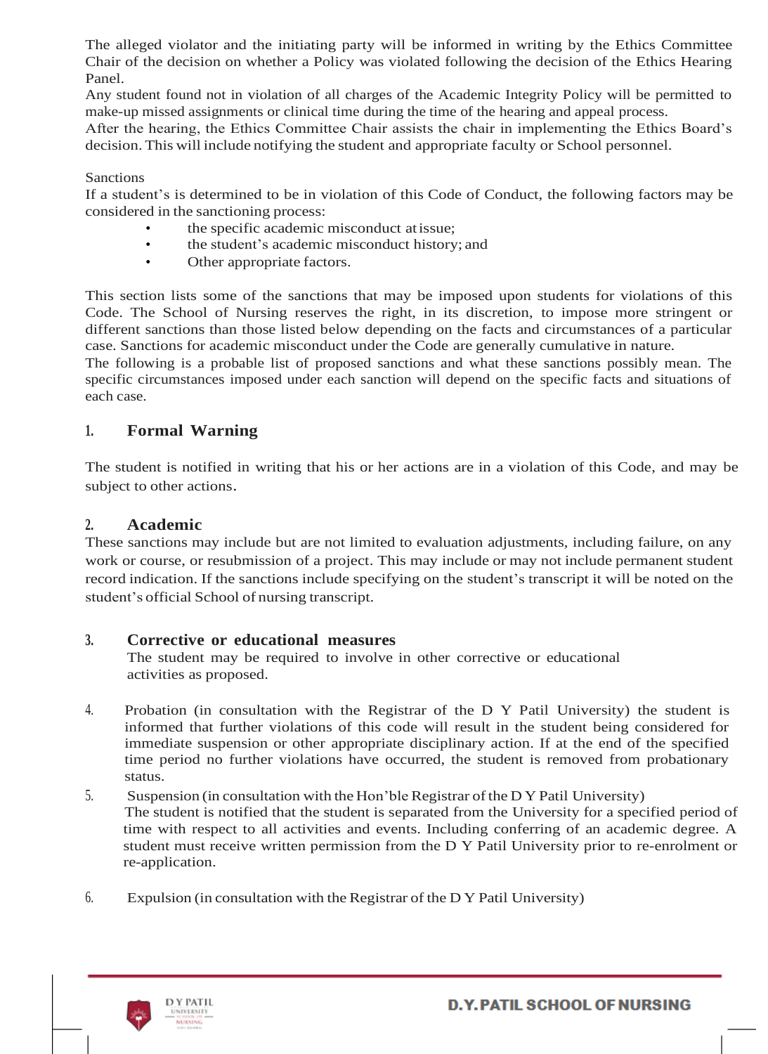The alleged violator and the initiating party will be informed in writing by the Ethics Committee Chair of the decision on whether a Policy was violated following the decision of the Ethics Hearing Panel.

Any student found not in violation of all charges of the Academic Integrity Policy will be permitted to make-up missed assignments or clinical time during the time of the hearing and appeal process.

After the hearing, the Ethics Committee Chair assists the chair in implementing the Ethics Board's decision. This will include notifying the student and appropriate faculty or School personnel.

Sanctions

If a student's is determined to be in violation of this Code of Conduct, the following factors may be considered in the sanctioning process:

- the specific academic misconduct at issue;
- the student's academic misconduct history; and
- Other appropriate factors.

This section lists some of the sanctions that may be imposed upon students for violations of this Code. The School of Nursing reserves the right, in its discretion, to impose more stringent or different sanctions than those listed below depending on the facts and circumstances of a particular case. Sanctions for academic misconduct under the Code are generally cumulative in nature.

The following is a probable list of proposed sanctions and what these sanctions possibly mean. The specific circumstances imposed under each sanction will depend on the specific facts and situations of each case.

## 1. Formal Warning

The student is notified in writing that his or her actions are in a violation of this Code, and may be subject to other actions.

## 2. Academic

These sanctions may include but are not limited to evaluation adjustments, including failure, on any work or course, or resubmission of a project. This may include or may not include permanent student record indication. If the sanctions include specifying on the student's transcript it will be noted on the student's official School of nursing transcript.

## 3. Corrective or educational measures

The student may be required to involve in other corrective or educational activities as proposed.

4. Probation (in consultation with the Registrar of the D Y Patil University) the student is informed that further violations of this code will result in the student being considered for immediate suspension or other appropriate disciplinary action. If at the end of the specified time period no further violations have occurred, the student is removed from probationary status.

5. Suspension (in consultation with the Hon'ble Registrar of the D Y Patil University)
   The student is notified that the student is separated from the University for a specified period of time with respect to all activities and events. Including conferring of an academic degree. A student must receive written permission from the D Y Patil University prior to re-enrolment or re-application.

6. Expulsion (in consultation with the Registrar of the D Y Patil University)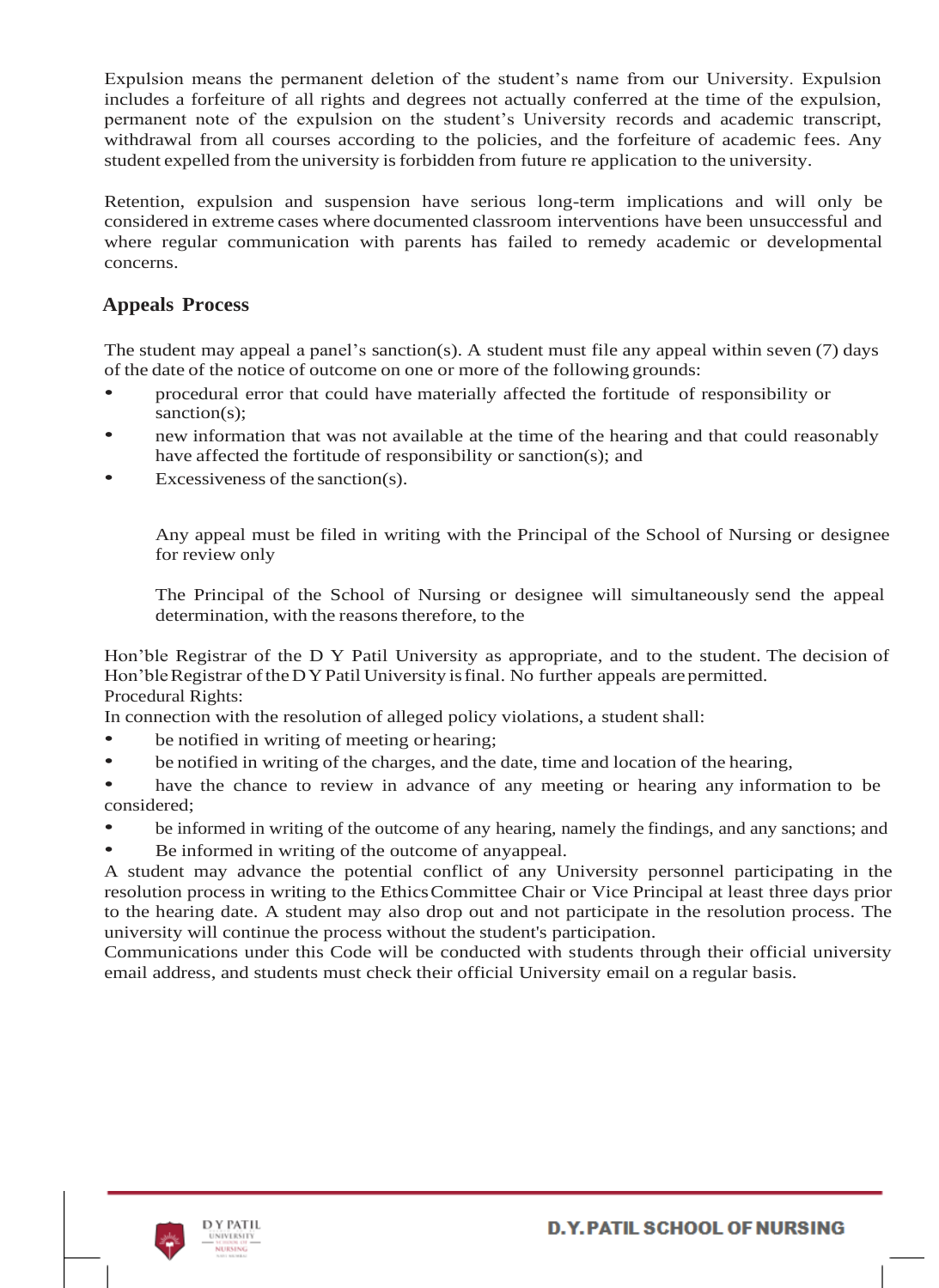Expulsion means the permanent deletion of the student's name from our University. Expulsion includes a forfeiture of all rights and degrees not actually conferred at the time of the expulsion, permanent note of the expulsion on the student's University records and academic transcript, withdrawal from all courses according to the policies, and the forfeiture of academic fees. Any student expelled from the university is forbidden from future re application to the university.

Retention, expulsion and suspension have serious long-term implications and will only be considered in extreme cases where documented classroom interventions have been unsuccessful and where regular communication with parents has failed to remedy academic or developmental concerns.

## Appeals Process

The student may appeal a panel's sanction(s). A student must file any appeal within seven (7) days of the date of the notice of outcome on one or more of the following grounds:

- procedural error that could have materially affected the fortitude of responsibility or sanction(s);
- new information that was not available at the time of the hearing and that could reasonably have affected the fortitude of responsibility or sanction(s); and
- Excessiveness of the sanction(s).

Any appeal must be filed in writing with the Principal of the School of Nursing or designee for review only

The Principal of the School of Nursing or designee will simultaneously send the appeal determination, with the reasons therefore, to the

Hon'ble Registrar of the D Y Patil University as appropriate, and to the student. The decision of Hon'ble Registrar of the D Y Patil University is final. No further appeals are permitted.
Procedural Rights:
In connection with the resolution of alleged policy violations, a student shall:

- be notified in writing of meeting or hearing;
- be notified in writing of the charges, and the date, time and location of the hearing,
- have the chance to review in advance of any meeting or hearing any information to be considered;
- be informed in writing of the outcome of any hearing, namely the findings, and any sanctions; and
- Be informed in writing of the outcome of anyappeal.

A student may advance the potential conflict of any University personnel participating in the resolution process in writing to the Ethics Committee Chair or Vice Principal at least three days prior to the hearing date. A student may also drop out and not participate in the resolution process. The university will continue the process without the student's participation.
Communications under this Code will be conducted with students through their official university email address, and students must check their official University email on a regular basis.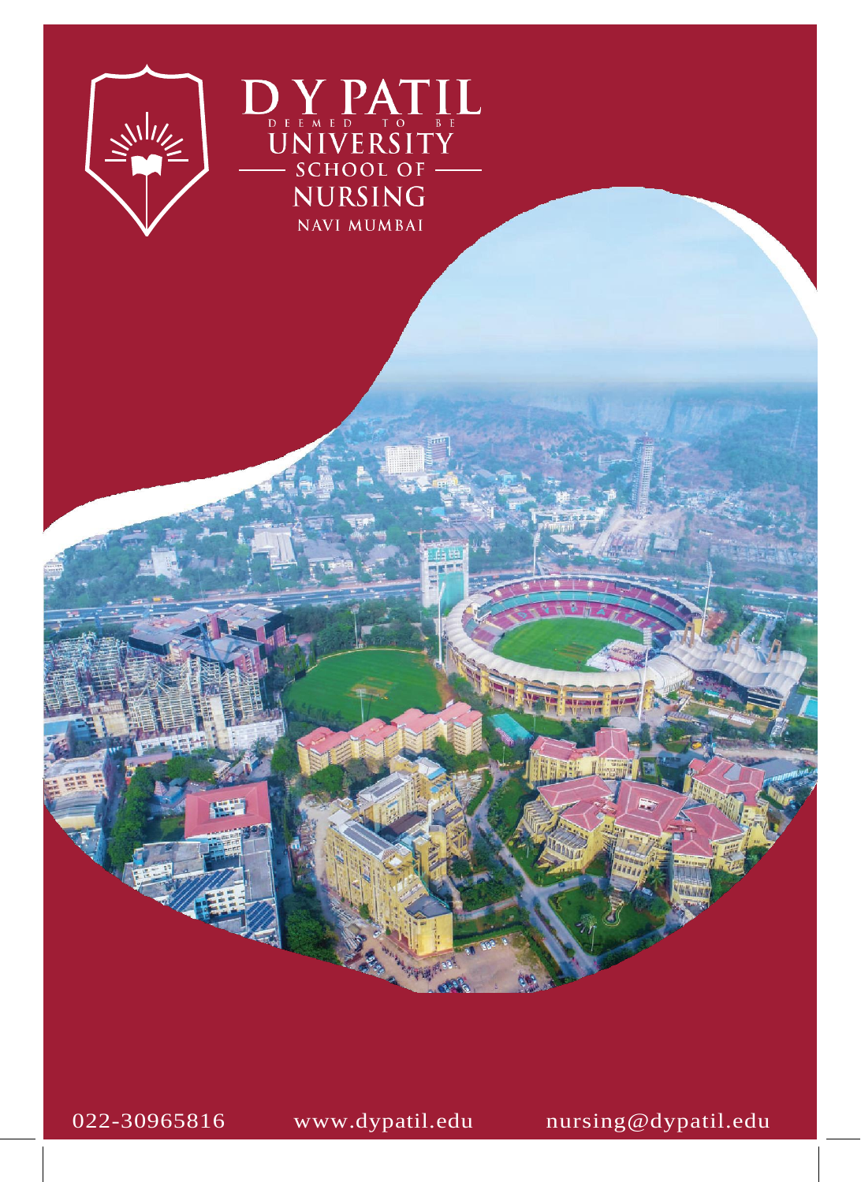# D Y PATIL

DEEMED TO BE

# UNIVERSITY

SCHOOL OF

# NURSING

NAVI MUMBAI

022-30965816 www.dypatil.edu nursing@dypatil.edu